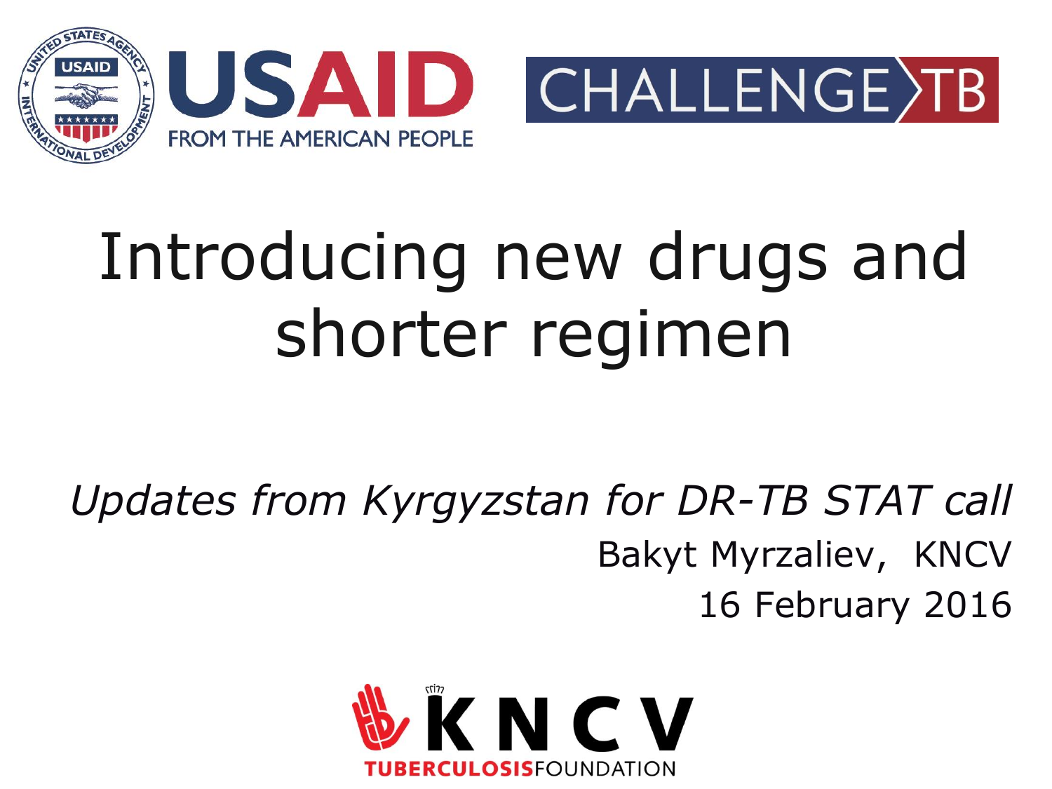USAID FROM THE AMERICAN PEOPLE

CHALLENGE TB

# Introducing new drugs and shorter regimen

*Updates from Kyrgyzstan for DR-TB STAT call*

Bakyt Myrzaliev, KNCV

16 February 2016

KNCV TUBERCULOSIS FOUNDATION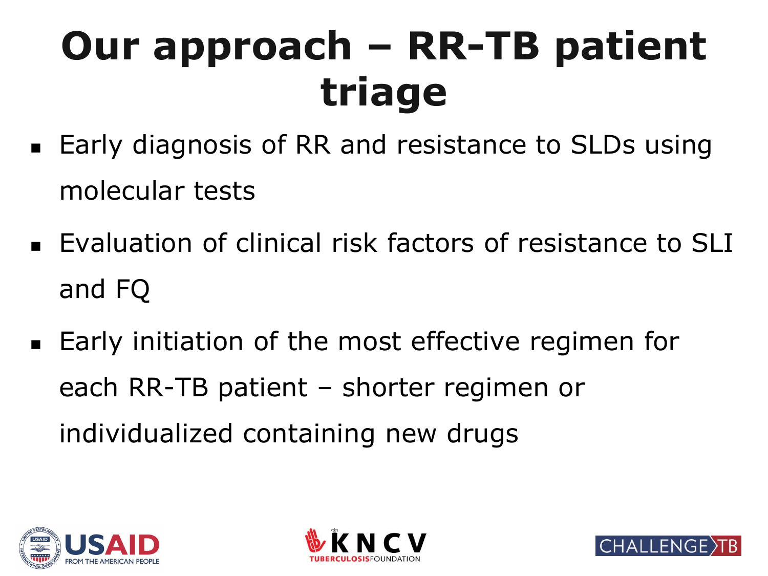# Our approach – RR-TB patient triage

- Early diagnosis of RR and resistance to SLDs using molecular tests
- Evaluation of clinical risk factors of resistance to SLI and FQ
- Early initiation of the most effective regimen for each RR-TB patient – shorter regimen or individualized containing new drugs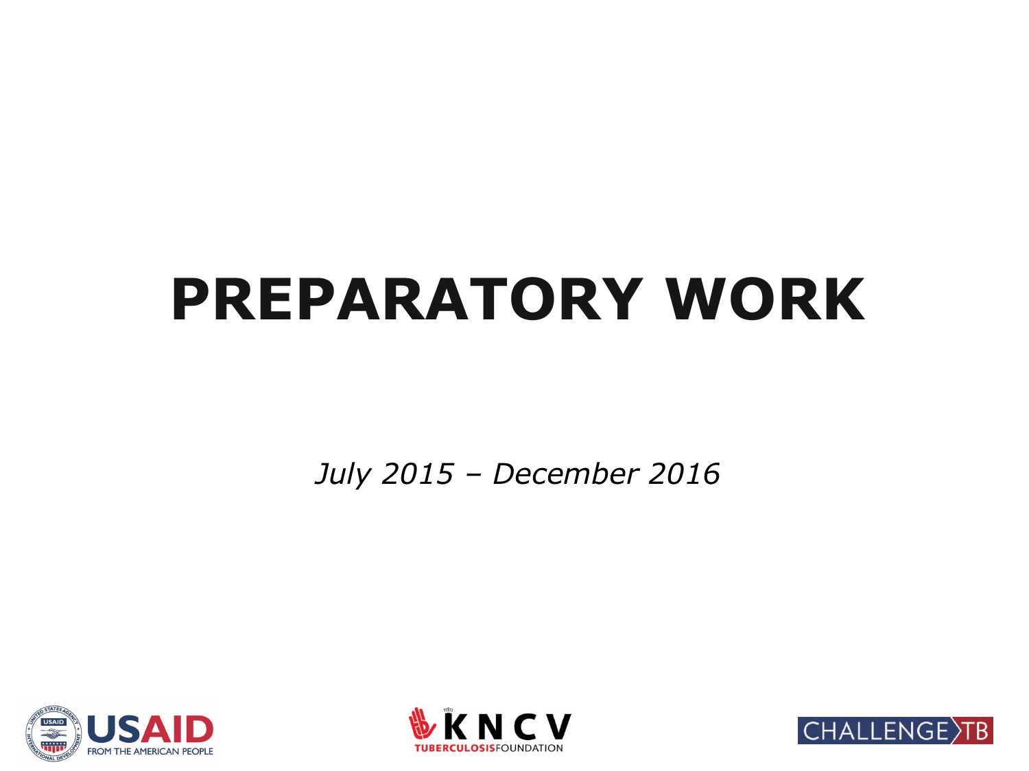# PREPARATORY WORK

*July 2015 – December 2016*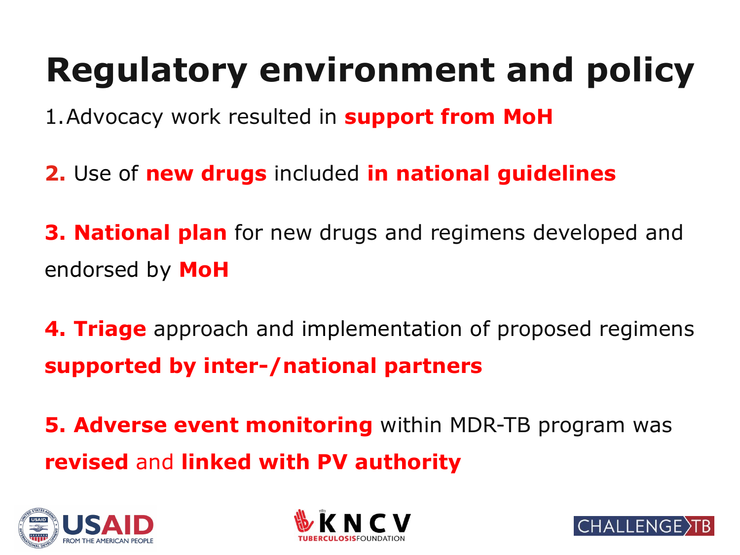# Regulatory environment and policy

1. Advocacy work resulted in **support from MoH**

**2.** Use of **new drugs** included **in national guidelines**

**3. National plan** for new drugs and regimens developed and endorsed by **MoH**

**4. Triage** approach and implementation of proposed regimens **supported by inter-/national partners**

**5. Adverse event monitoring** within MDR-TB program was **revised** and **linked with PV authority**

USAID FROM THE AMERICAN PEOPLE

KNCV TUBERCULOSIS FOUNDATION

CHALLENGE TB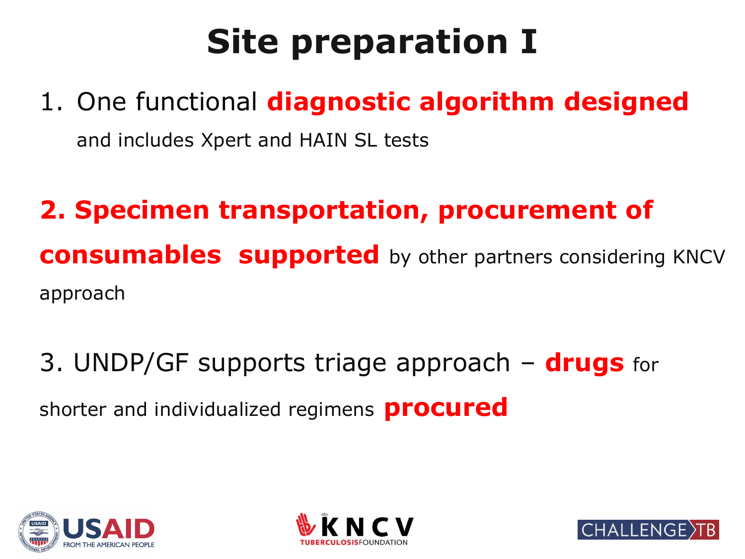# Site preparation I

1. One functional **diagnostic algorithm designed** and includes Xpert and HAIN SL tests

**2. Specimen transportation, procurement of consumables supported** by other partners considering KNCV approach

3. UNDP/GF supports triage approach – **drugs** for shorter and individualized regimens **procured**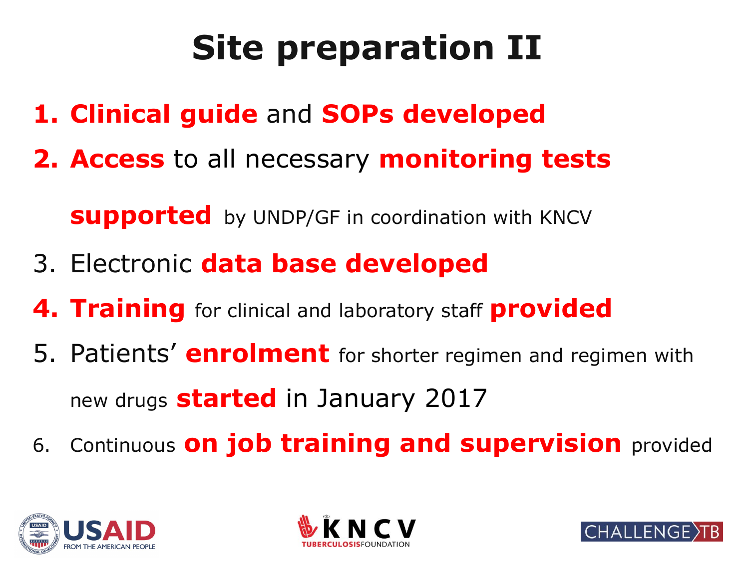# Site preparation II

1. **Clinical guide** and **SOPs developed**
2. **Access** to all necessary **monitoring tests supported** by UNDP/GF in coordination with KNCV
3. Electronic **data base developed**
4. **Training** for clinical and laboratory staff **provided**
5. Patients' **enrolment** for shorter regimen and regimen with new drugs **started** in January 2017
6. Continuous **on job training and supervision** provided

USAID FROM THE AMERICAN PEOPLE · KNCV TUBERCULOSIS FOUNDATION · CHALLENGE TB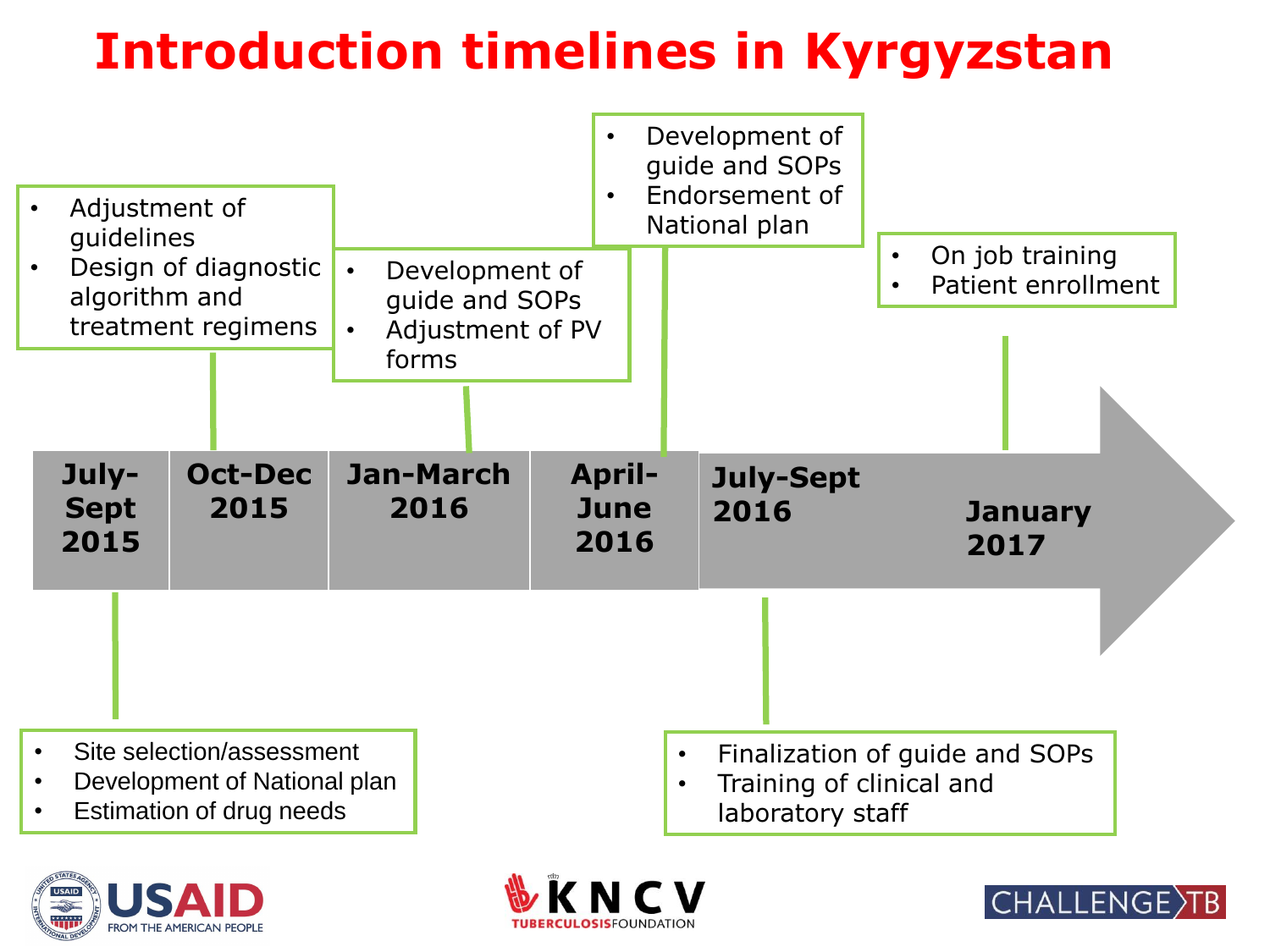# Introduction timelines in Kyrgyzstan

**July-Sept 2015**

- Site selection/assessment
- Development of National plan
- Estimation of drug needs

**Oct-Dec 2015**

- Adjustment of guidelines
- Design of diagnostic algorithm and treatment regimens

**Jan-March 2016**

- Development of guide and SOPs
- Adjustment of PV forms

**April-June 2016**

- Development of guide and SOPs
- Endorsement of National plan

**July-Sept 2016**

- Finalization of guide and SOPs
- Training of clinical and laboratory staff

**January 2017**

- On job training
- Patient enrollment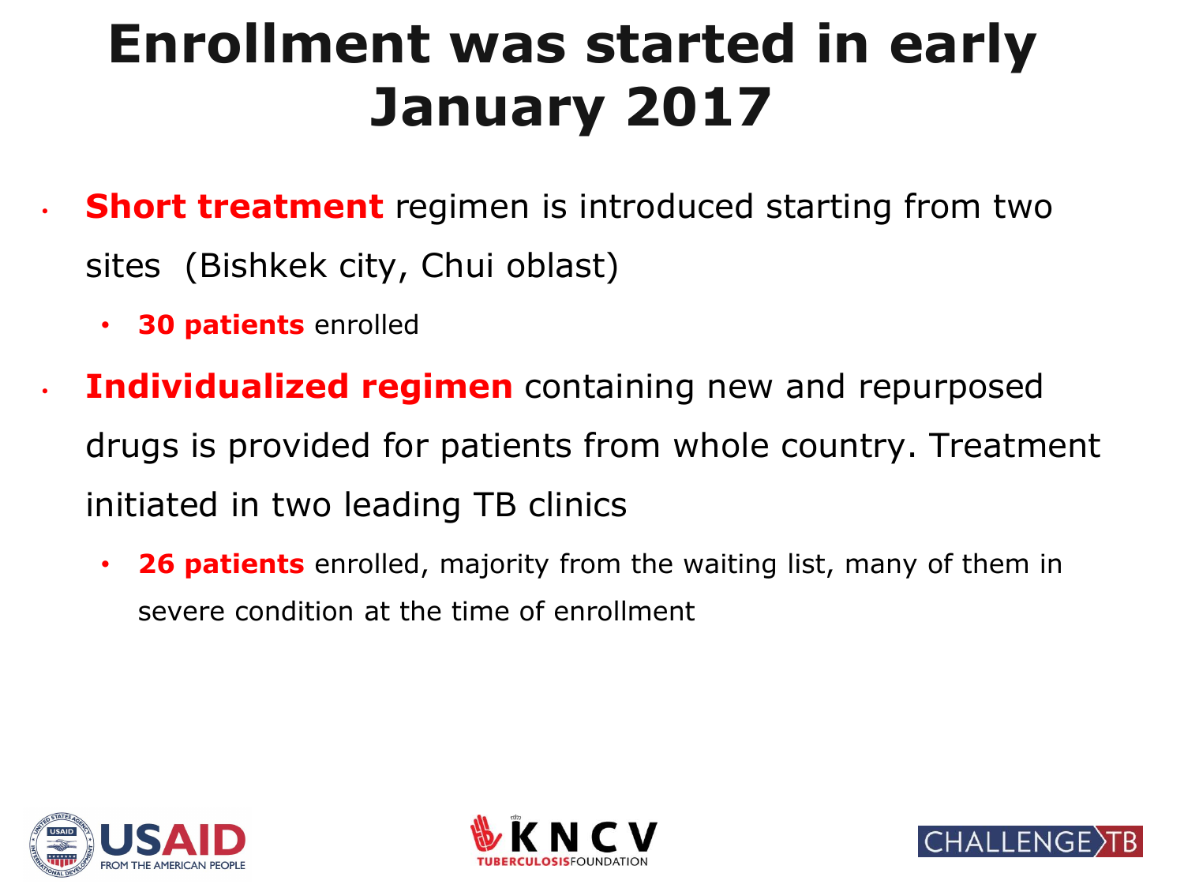# Enrollment was started in early January 2017

- **Short treatment** regimen is introduced starting from two sites (Bishkek city, Chui oblast)
  - **30 patients** enrolled
- **Individualized regimen** containing new and repurposed drugs is provided for patients from whole country. Treatment initiated in two leading TB clinics
  - **26 patients** enrolled, majority from the waiting list, many of them in severe condition at the time of enrollment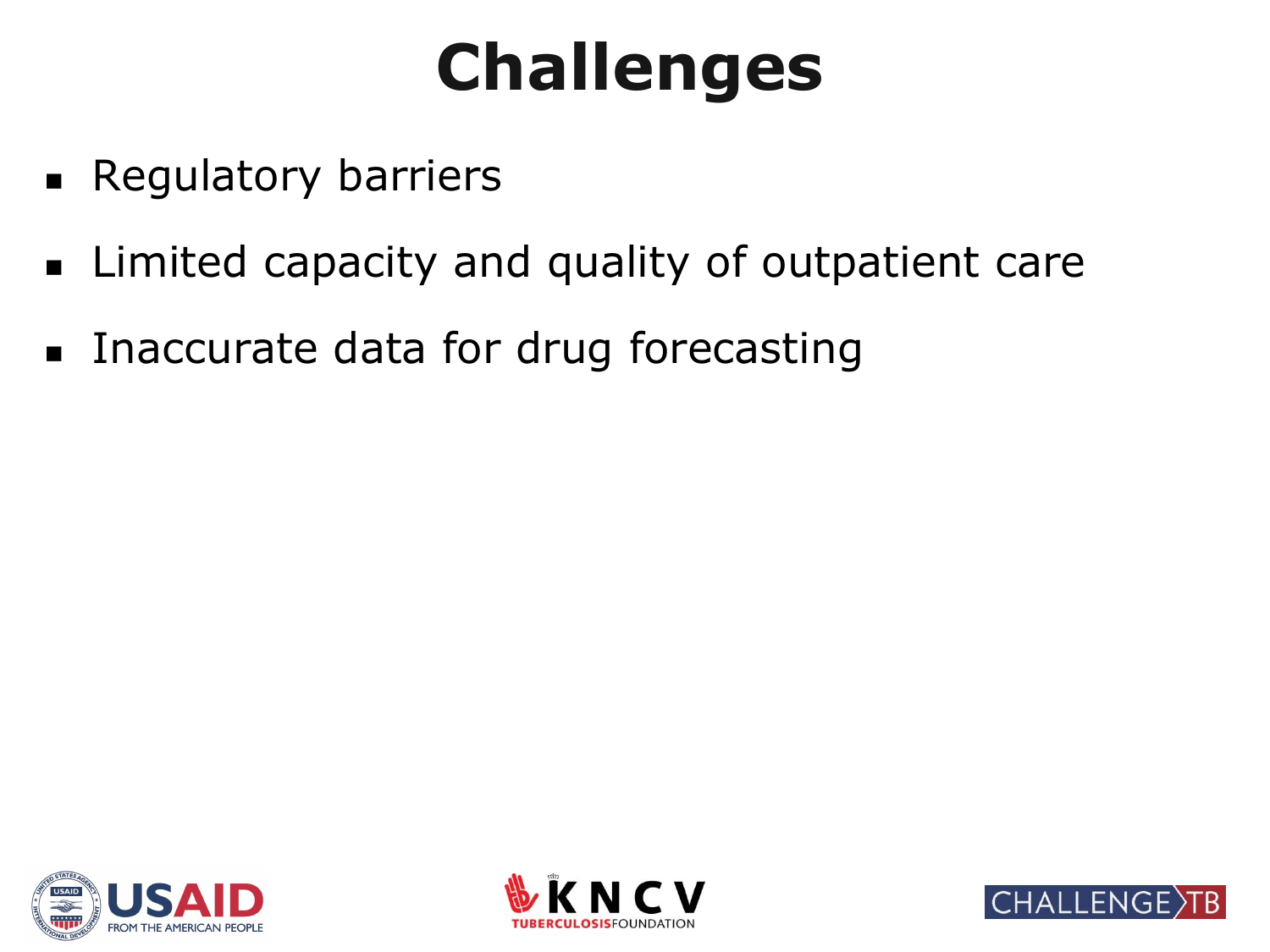# Challenges

- Regulatory barriers
- Limited capacity and quality of outpatient care
- Inaccurate data for drug forecasting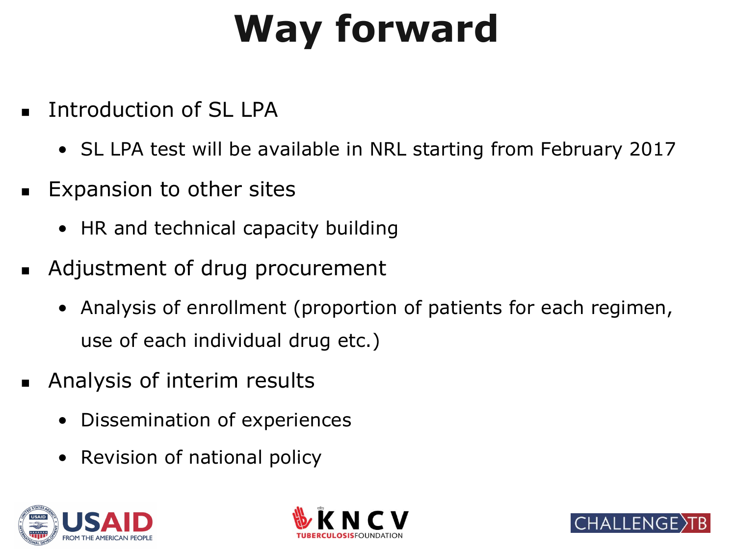# Way forward

- Introduction of SL LPA
  - SL LPA test will be available in NRL starting from February 2017
- Expansion to other sites
  - HR and technical capacity building
- Adjustment of drug procurement
  - Analysis of enrollment (proportion of patients for each regimen, use of each individual drug etc.)
- Analysis of interim results
  - Dissemination of experiences
  - Revision of national policy